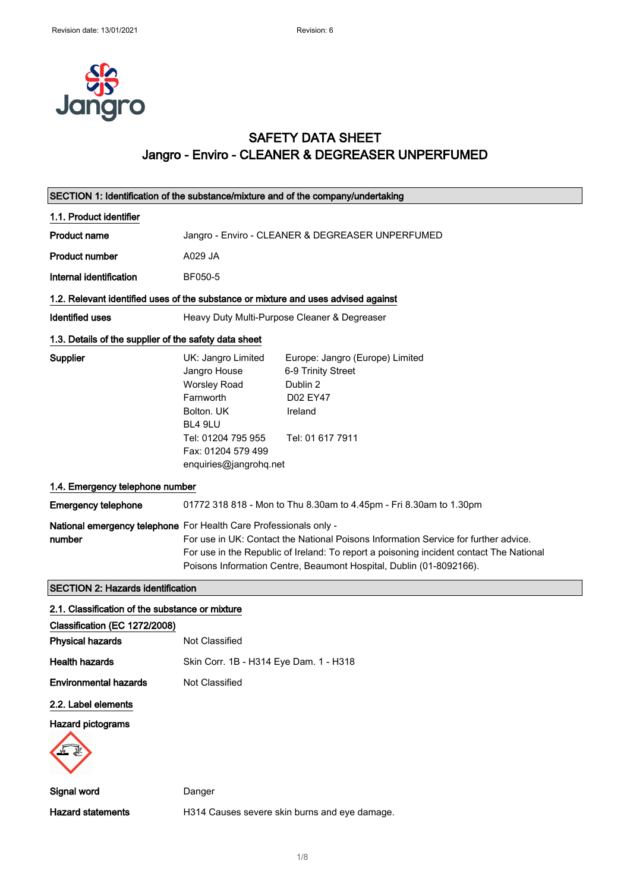# SAFETY DATA SHEET
## Jangro - Enviro - CLEANER & DEGREASER UNPERFUMED

### SECTION 1: Identification of the substance/mixture and of the company/undertaking

#### 1.1. Product identifier

**Product name** Jangro - Enviro - CLEANER & DEGREASER UNPERFUMED

**Product number** A029 JA

**Internal identification** BF050-5

#### 1.2. Relevant identified uses of the substance or mixture and uses advised against

**Identified uses** Heavy Duty Multi-Purpose Cleaner & Degreaser

#### 1.3. Details of the supplier of the safety data sheet

**Supplier**

UK: Jangro Limited
Jangro House
Worsley Road
Farnworth
Bolton. UK
BL4 9LU
Tel: 01204 795 955
Fax: 01204 579 499
enquiries@jangrohq.net

Europe: Jangro (Europe) Limited
6-9 Trinity Street
Dublin 2
D02 EY47
Ireland

Tel: 01 617 7911

#### 1.4. Emergency telephone number

**Emergency telephone** 01772 318 818 - Mon to Thu 8.30am to 4.45pm - Fri 8.30am to 1.30pm

**National emergency telephone number** For Health Care Professionals only -
For use in UK: Contact the National Poisons Information Service for further advice.
For use in the Republic of Ireland: To report a poisoning incident contact The National Poisons Information Centre, Beaumont Hospital, Dublin (01-8092166).

### SECTION 2: Hazards identification

#### 2.1. Classification of the substance or mixture

**Classification (EC 1272/2008)**

**Physical hazards** Not Classified

**Health hazards** Skin Corr. 1B - H314 Eye Dam. 1 - H318

**Environmental hazards** Not Classified

#### 2.2. Label elements

**Hazard pictograms**

**Signal word** Danger

**Hazard statements** H314 Causes severe skin burns and eye damage.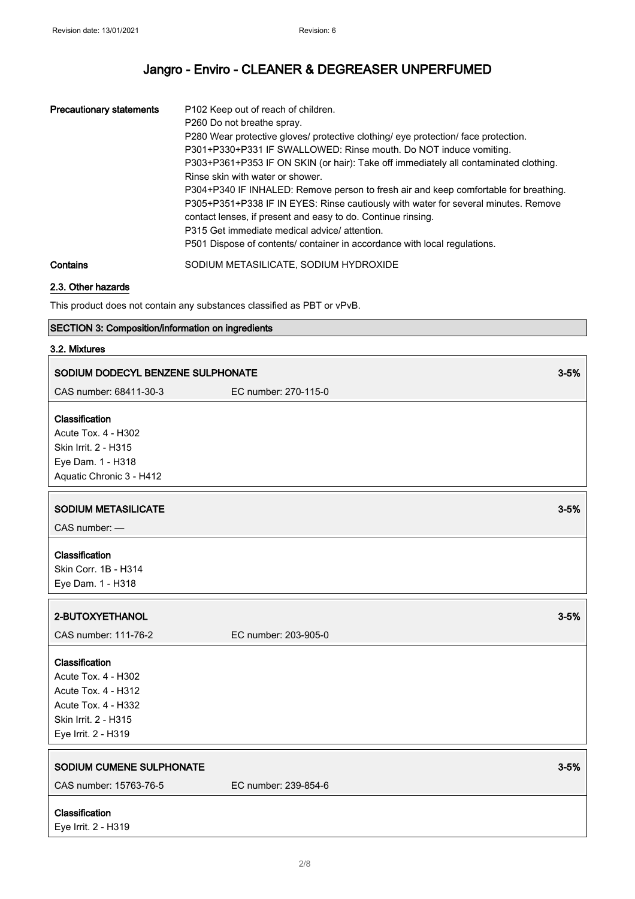| Precautionary statements | P102 Keep out of reach of children.<br>P260 Do not breathe spray.<br>P280 Wear protective gloves/ protective clothing/ eye protection/ face protection.<br>P301+P330+P331 IF SWALLOWED: Rinse mouth. Do NOT induce vomiting.<br>P303+P361+P353 IF ON SKIN (or hair): Take off immediately all contaminated clothing. Rinse skin with water or shower.<br>P304+P340 IF INHALED: Remove person to fresh air and keep comfortable for breathing.<br>P305+P351+P338 IF IN EYES: Rinse cautiously with water for several minutes. Remove contact lenses, if present and easy to do. Continue rinsing.<br>P315 Get immediate medical advice/ attention.<br>P501 Dispose of contents/ container in accordance with local regulations. |
|---|---|
| **Contains** | SODIUM METASILICATE, SODIUM HYDROXIDE |

#### 2.3. Other hazards

This product does not contain any substances classified as PBT or vPvB.

## SECTION 3: Composition/information on ingredients

#### 3.2. Mixtures

**SODIUM DODECYL BENZENE SULPHONATE** 3-5%

CAS number: 68411-30-3 EC number: 270-115-0

**Classification**
Acute Tox. 4 - H302
Skin Irrit. 2 - H315
Eye Dam. 1 - H318
Aquatic Chronic 3 - H412

**SODIUM METASILICATE** 3-5%

CAS number: —

**Classification**
Skin Corr. 1B - H314
Eye Dam. 1 - H318

**2-BUTOXYETHANOL** 3-5%

CAS number: 111-76-2 EC number: 203-905-0

**Classification**
Acute Tox. 4 - H302
Acute Tox. 4 - H312
Acute Tox. 4 - H332
Skin Irrit. 2 - H315
Eye Irrit. 2 - H319

**SODIUM CUMENE SULPHONATE** 3-5%

CAS number: 15763-76-5 EC number: 239-854-6

**Classification**
Eye Irrit. 2 - H319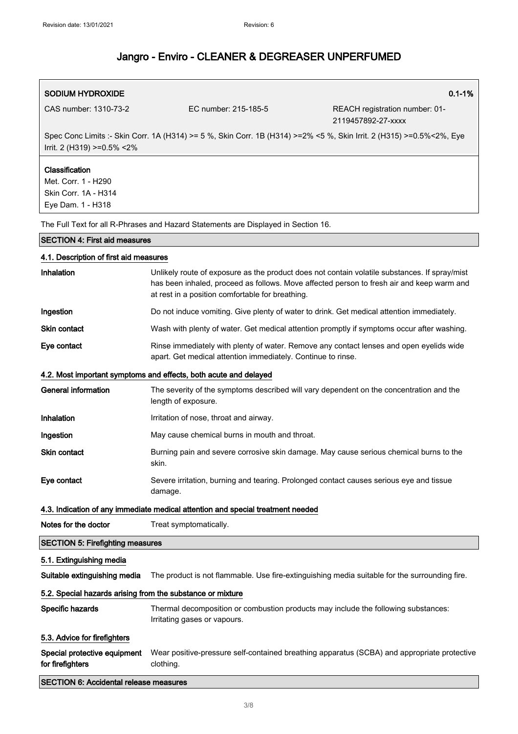| **SODIUM HYDROXIDE** | | **0.1-1%** |
|---|---|---|
| CAS number: 1310-73-2 | EC number: 215-185-5 | REACH registration number: 01-2119457892-27-xxxx |
| Spec Conc Limits :- Skin Corr. 1A (H314) >= 5 %, Skin Corr. 1B (H314) >=2% <5 %, Skin Irrit. 2 (H315) >=0.5%<2%, Eye Irrit. 2 (H319) >=0.5% <2% | | |
| **Classification**<br>Met. Corr. 1 - H290<br>Skin Corr. 1A - H314<br>Eye Dam. 1 - H318 | | |

The Full Text for all R-Phrases and Hazard Statements are Displayed in Section 16.

## SECTION 4: First aid measures

### 4.1. Description of first aid measures

| | |
|---|---|
| **Inhalation** | Unlikely route of exposure as the product does not contain volatile substances. If spray/mist has been inhaled, proceed as follows. Move affected person to fresh air and keep warm and at rest in a position comfortable for breathing. |
| **Ingestion** | Do not induce vomiting. Give plenty of water to drink. Get medical attention immediately. |
| **Skin contact** | Wash with plenty of water. Get medical attention promptly if symptoms occur after washing. |
| **Eye contact** | Rinse immediately with plenty of water. Remove any contact lenses and open eyelids wide apart. Get medical attention immediately. Continue to rinse. |

### 4.2. Most important symptoms and effects, both acute and delayed

| | |
|---|---|
| **General information** | The severity of the symptoms described will vary dependent on the concentration and the length of exposure. |
| **Inhalation** | Irritation of nose, throat and airway. |
| **Ingestion** | May cause chemical burns in mouth and throat. |
| **Skin contact** | Burning pain and severe corrosive skin damage. May cause serious chemical burns to the skin. |
| **Eye contact** | Severe irritation, burning and tearing. Prolonged contact causes serious eye and tissue damage. |

### 4.3. Indication of any immediate medical attention and special treatment needed

| | |
|---|---|
| **Notes for the doctor** | Treat symptomatically. |

## SECTION 5: Firefighting measures

### 5.1. Extinguishing media

| | |
|---|---|
| **Suitable extinguishing media** | The product is not flammable. Use fire-extinguishing media suitable for the surrounding fire. |

### 5.2. Special hazards arising from the substance or mixture

| | |
|---|---|
| **Specific hazards** | Thermal decomposition or combustion products may include the following substances: Irritating gases or vapours. |

### 5.3. Advice for firefighters

| | |
|---|---|
| **Special protective equipment for firefighters** | Wear positive-pressure self-contained breathing apparatus (SCBA) and appropriate protective clothing. |

## SECTION 6: Accidental release measures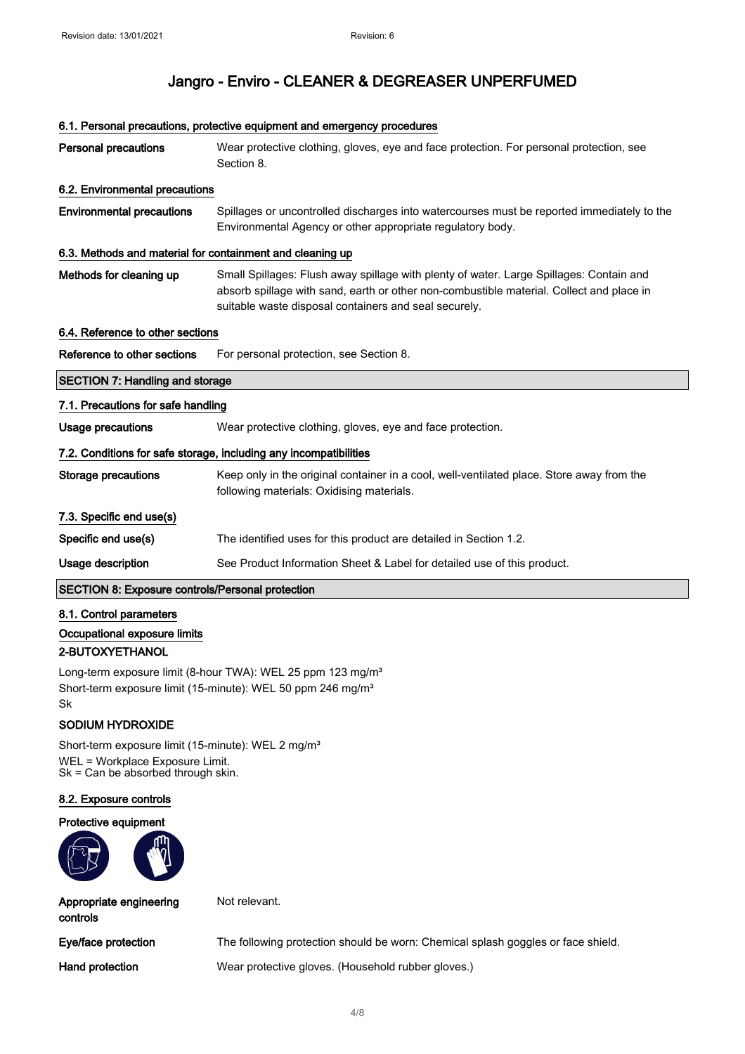# Jangro - Enviro - CLEANER & DEGREASER UNPERFUMED

### 6.1. Personal precautions, protective equipment and emergency procedures

| | |
|---|---|
| **Personal precautions** | Wear protective clothing, gloves, eye and face protection. For personal protection, see Section 8. |

### 6.2. Environmental precautions

| | |
|---|---|
| **Environmental precautions** | Spillages or uncontrolled discharges into watercourses must be reported immediately to the Environmental Agency or other appropriate regulatory body. |

### 6.3. Methods and material for containment and cleaning up

| | |
|---|---|
| **Methods for cleaning up** | Small Spillages: Flush away spillage with plenty of water. Large Spillages: Contain and absorb spillage with sand, earth or other non-combustible material. Collect and place in suitable waste disposal containers and seal securely. |

### 6.4. Reference to other sections

| | |
|---|---|
| **Reference to other sections** | For personal protection, see Section 8. |

## SECTION 7: Handling and storage

### 7.1. Precautions for safe handling

| | |
|---|---|
| **Usage precautions** | Wear protective clothing, gloves, eye and face protection. |

### 7.2. Conditions for safe storage, including any incompatibilities

| | |
|---|---|
| **Storage precautions** | Keep only in the original container in a cool, well-ventilated place. Store away from the following materials: Oxidising materials. |

### 7.3. Specific end use(s)

| | |
|---|---|
| **Specific end use(s)** | The identified uses for this product are detailed in Section 1.2. |
| **Usage description** | See Product Information Sheet & Label for detailed use of this product. |

## SECTION 8: Exposure controls/Personal protection

### 8.1. Control parameters

**Occupational exposure limits**

**2-BUTOXYETHANOL**

Long-term exposure limit (8-hour TWA): WEL 25 ppm 123 mg/m³
Short-term exposure limit (15-minute): WEL 50 ppm 246 mg/m³
Sk

**SODIUM HYDROXIDE**

Short-term exposure limit (15-minute): WEL 2 mg/m³
WEL = Workplace Exposure Limit.
Sk = Can be absorbed through skin.

### 8.2. Exposure controls

**Protective equipment**

| | |
|---|---|
| **Appropriate engineering controls** | Not relevant. |
| **Eye/face protection** | The following protection should be worn: Chemical splash goggles or face shield. |
| **Hand protection** | Wear protective gloves. (Household rubber gloves.) |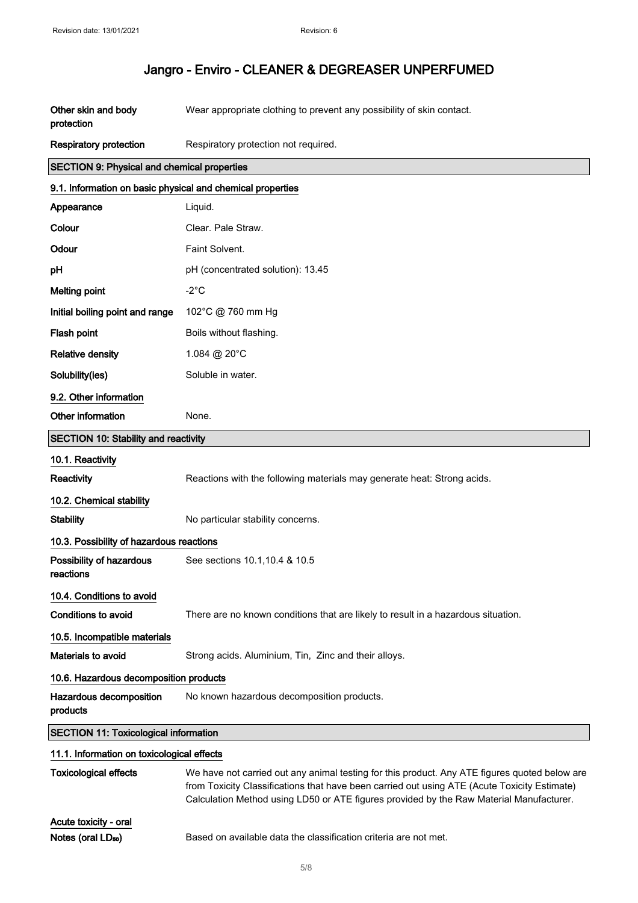| | |
|---|---|
| **Other skin and body protection** | Wear appropriate clothing to prevent any possibility of skin contact. |
| **Respiratory protection** | Respiratory protection not required. |

## SECTION 9: Physical and chemical properties

### 9.1. Information on basic physical and chemical properties

| | |
|---|---|
| **Appearance** | Liquid. |
| **Colour** | Clear. Pale Straw. |
| **Odour** | Faint Solvent. |
| **pH** | pH (concentrated solution): 13.45 |
| **Melting point** | -2°C |
| **Initial boiling point and range** | 102°C @ 760 mm Hg |
| **Flash point** | Boils without flashing. |
| **Relative density** | 1.084 @ 20°C |
| **Solubility(ies)** | Soluble in water. |

### 9.2. Other information

| | |
|---|---|
| **Other information** | None. |

## SECTION 10: Stability and reactivity

### 10.1. Reactivity

| | |
|---|---|
| **Reactivity** | Reactions with the following materials may generate heat: Strong acids. |

### 10.2. Chemical stability

| | |
|---|---|
| **Stability** | No particular stability concerns. |

### 10.3. Possibility of hazardous reactions

| | |
|---|---|
| **Possibility of hazardous reactions** | See sections 10.1,10.4 & 10.5 |

### 10.4. Conditions to avoid

| | |
|---|---|
| **Conditions to avoid** | There are no known conditions that are likely to result in a hazardous situation. |

### 10.5. Incompatible materials

| | |
|---|---|
| **Materials to avoid** | Strong acids. Aluminium, Tin, Zinc and their alloys. |

### 10.6. Hazardous decomposition products

| | |
|---|---|
| **Hazardous decomposition products** | No known hazardous decomposition products. |

## SECTION 11: Toxicological information

### 11.1. Information on toxicological effects

| | |
|---|---|
| **Toxicological effects** | We have not carried out any animal testing for this product. Any ATE figures quoted below are from Toxicity Classifications that have been carried out using ATE (Acute Toxicity Estimate) Calculation Method using LD50 or ATE figures provided by the Raw Material Manufacturer. |

### Acute toxicity - oral

| | |
|---|---|
| **Notes (oral $LD_{50}$)** | Based on available data the classification criteria are not met. |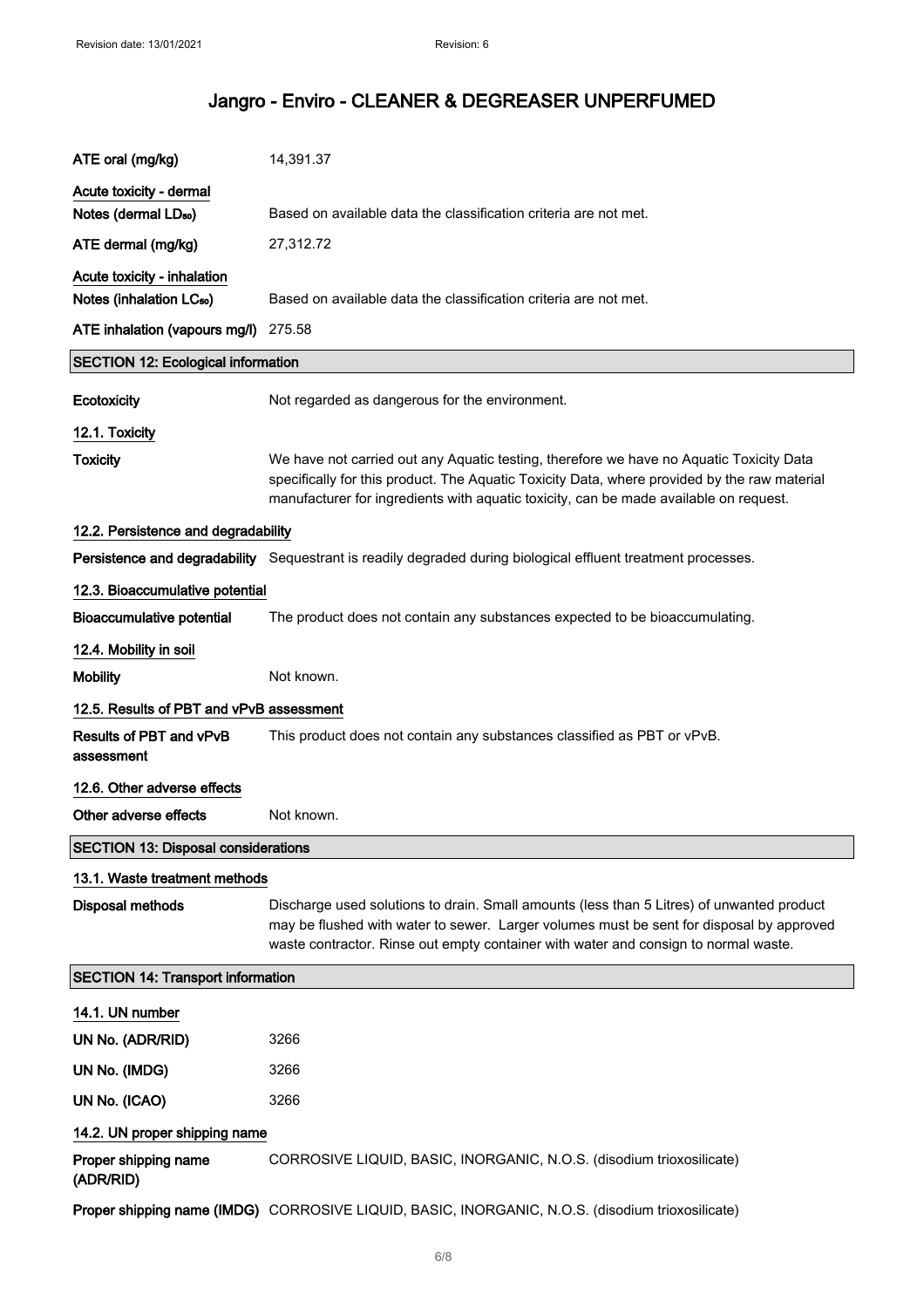| | |
|---|---|
| ATE oral (mg/kg) | 14,391.37 |
| **Acute toxicity - dermal** | |
| Notes (dermal $LD_{50}$) | Based on available data the classification criteria are not met. |
| ATE dermal (mg/kg) | 27,312.72 |
| **Acute toxicity - inhalation** | |
| Notes (inhalation $LC_{50}$) | Based on available data the classification criteria are not met. |
| ATE inhalation (vapours mg/l) | 275.58 |

## SECTION 12: Ecological information

| | |
|---|---|
| **Ecotoxicity** | Not regarded as dangerous for the environment. |

### 12.1. Toxicity

| | |
|---|---|
| **Toxicity** | We have not carried out any Aquatic testing, therefore we have no Aquatic Toxicity Data specifically for this product. The Aquatic Toxicity Data, where provided by the raw material manufacturer for ingredients with aquatic toxicity, can be made available on request. |

### 12.2. Persistence and degradability

| | |
|---|---|
| **Persistence and degradability** | Sequestrant is readily degraded during biological effluent treatment processes. |

### 12.3. Bioaccumulative potential

| | |
|---|---|
| **Bioaccumulative potential** | The product does not contain any substances expected to be bioaccumulating. |

### 12.4. Mobility in soil

| | |
|---|---|
| **Mobility** | Not known. |

### 12.5. Results of PBT and vPvB assessment

| | |
|---|---|
| **Results of PBT and vPvB assessment** | This product does not contain any substances classified as PBT or vPvB. |

### 12.6. Other adverse effects

| | |
|---|---|
| **Other adverse effects** | Not known. |

## SECTION 13: Disposal considerations

### 13.1. Waste treatment methods

| | |
|---|---|
| **Disposal methods** | Discharge used solutions to drain. Small amounts (less than 5 Litres) of unwanted product may be flushed with water to sewer. Larger volumes must be sent for disposal by approved waste contractor. Rinse out empty container with water and consign to normal waste. |

## SECTION 14: Transport information

### 14.1. UN number

| | |
|---|---|
| **UN No. (ADR/RID)** | 3266 |
| **UN No. (IMDG)** | 3266 |
| **UN No. (ICAO)** | 3266 |

### 14.2. UN proper shipping name

| | |
|---|---|
| **Proper shipping name (ADR/RID)** | CORROSIVE LIQUID, BASIC, INORGANIC, N.O.S. (disodium trioxosilicate) |
| **Proper shipping name (IMDG)** | CORROSIVE LIQUID, BASIC, INORGANIC, N.O.S. (disodium trioxosilicate) |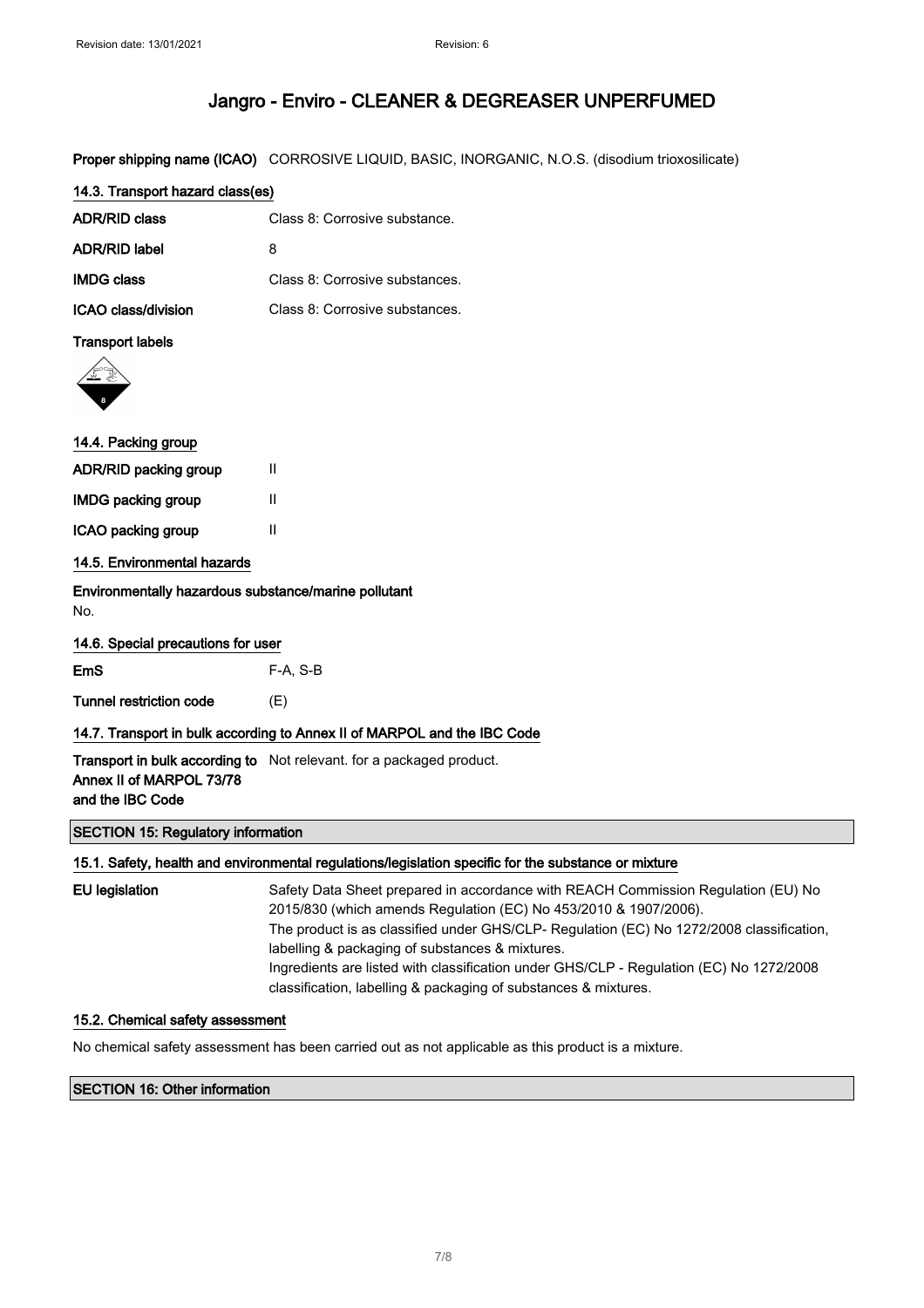# Jangro - Enviro - CLEANER & DEGREASER UNPERFUMED

**Proper shipping name (ICAO)** CORROSIVE LIQUID, BASIC, INORGANIC, N.O.S. (disodium trioxosilicate)

### 14.3. Transport hazard class(es)

| | |
|---|---|
| **ADR/RID class** | Class 8: Corrosive substance. |
| **ADR/RID label** | 8 |
| **IMDG class** | Class 8: Corrosive substances. |
| **ICAO class/division** | Class 8: Corrosive substances. |

**Transport labels**

### 14.4. Packing group

| | |
|---|---|
| **ADR/RID packing group** | II |
| **IMDG packing group** | II |
| **ICAO packing group** | II |

### 14.5. Environmental hazards

**Environmentally hazardous substance/marine pollutant**

No.

### 14.6. Special precautions for user

| | |
|---|---|
| **EmS** | F-A, S-B |
| **Tunnel restriction code** | (E) |

### 14.7. Transport in bulk according to Annex II of MARPOL and the IBC Code

**Transport in bulk according to Annex II of MARPOL 73/78 and the IBC Code** Not relevant. for a packaged product.

## SECTION 15: Regulatory information

### 15.1. Safety, health and environmental regulations/legislation specific for the substance or mixture

**EU legislation** Safety Data Sheet prepared in accordance with REACH Commission Regulation (EU) No 2015/830 (which amends Regulation (EC) No 453/2010 & 1907/2006).
The product is as classified under GHS/CLP- Regulation (EC) No 1272/2008 classification, labelling & packaging of substances & mixtures.
Ingredients are listed with classification under GHS/CLP - Regulation (EC) No 1272/2008 classification, labelling & packaging of substances & mixtures.

### 15.2. Chemical safety assessment

No chemical safety assessment has been carried out as not applicable as this product is a mixture.

## SECTION 16: Other information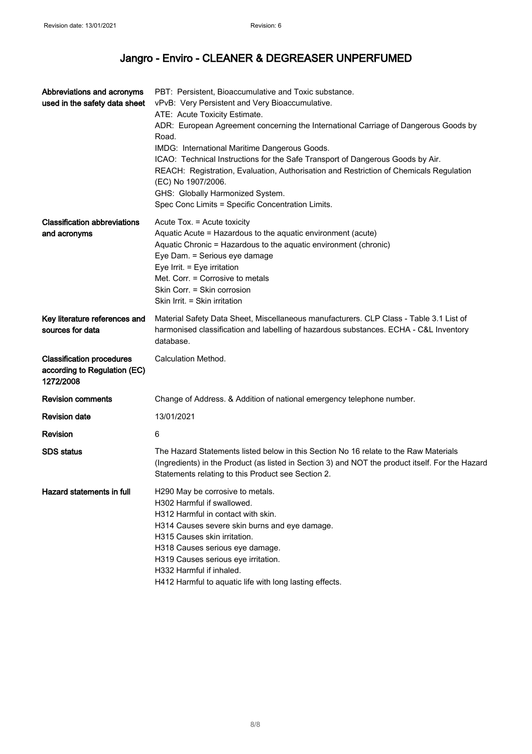# Jangro - Enviro - CLEANER & DEGREASER UNPERFUMED

| | |
|---|---|
| **Abbreviations and acronyms used in the safety data sheet** | PBT: Persistent, Bioaccumulative and Toxic substance.<br>vPvB: Very Persistent and Very Bioaccumulative.<br>ATE: Acute Toxicity Estimate.<br>ADR: European Agreement concerning the International Carriage of Dangerous Goods by Road.<br>IMDG: International Maritime Dangerous Goods.<br>ICAO: Technical Instructions for the Safe Transport of Dangerous Goods by Air.<br>REACH: Registration, Evaluation, Authorisation and Restriction of Chemicals Regulation (EC) No 1907/2006.<br>GHS: Globally Harmonized System.<br>Spec Conc Limits = Specific Concentration Limits. |
| **Classification abbreviations and acronyms** | Acute Tox. = Acute toxicity<br>Aquatic Acute = Hazardous to the aquatic environment (acute)<br>Aquatic Chronic = Hazardous to the aquatic environment (chronic)<br>Eye Dam. = Serious eye damage<br>Eye Irrit. = Eye irritation<br>Met. Corr. = Corrosive to metals<br>Skin Corr. = Skin corrosion<br>Skin Irrit. = Skin irritation |
| **Key literature references and sources for data** | Material Safety Data Sheet, Miscellaneous manufacturers. CLP Class - Table 3.1 List of harmonised classification and labelling of hazardous substances. ECHA - C&L Inventory database. |
| **Classification procedures according to Regulation (EC) 1272/2008** | Calculation Method. |
| **Revision comments** | Change of Address. & Addition of national emergency telephone number. |
| **Revision date** | 13/01/2021 |
| **Revision** | 6 |
| **SDS status** | The Hazard Statements listed below in this Section No 16 relate to the Raw Materials (Ingredients) in the Product (as listed in Section 3) and NOT the product itself. For the Hazard Statements relating to this Product see Section 2. |
| **Hazard statements in full** | H290 May be corrosive to metals.<br>H302 Harmful if swallowed.<br>H312 Harmful in contact with skin.<br>H314 Causes severe skin burns and eye damage.<br>H315 Causes skin irritation.<br>H318 Causes serious eye damage.<br>H319 Causes serious eye irritation.<br>H332 Harmful if inhaled.<br>H412 Harmful to aquatic life with long lasting effects. |